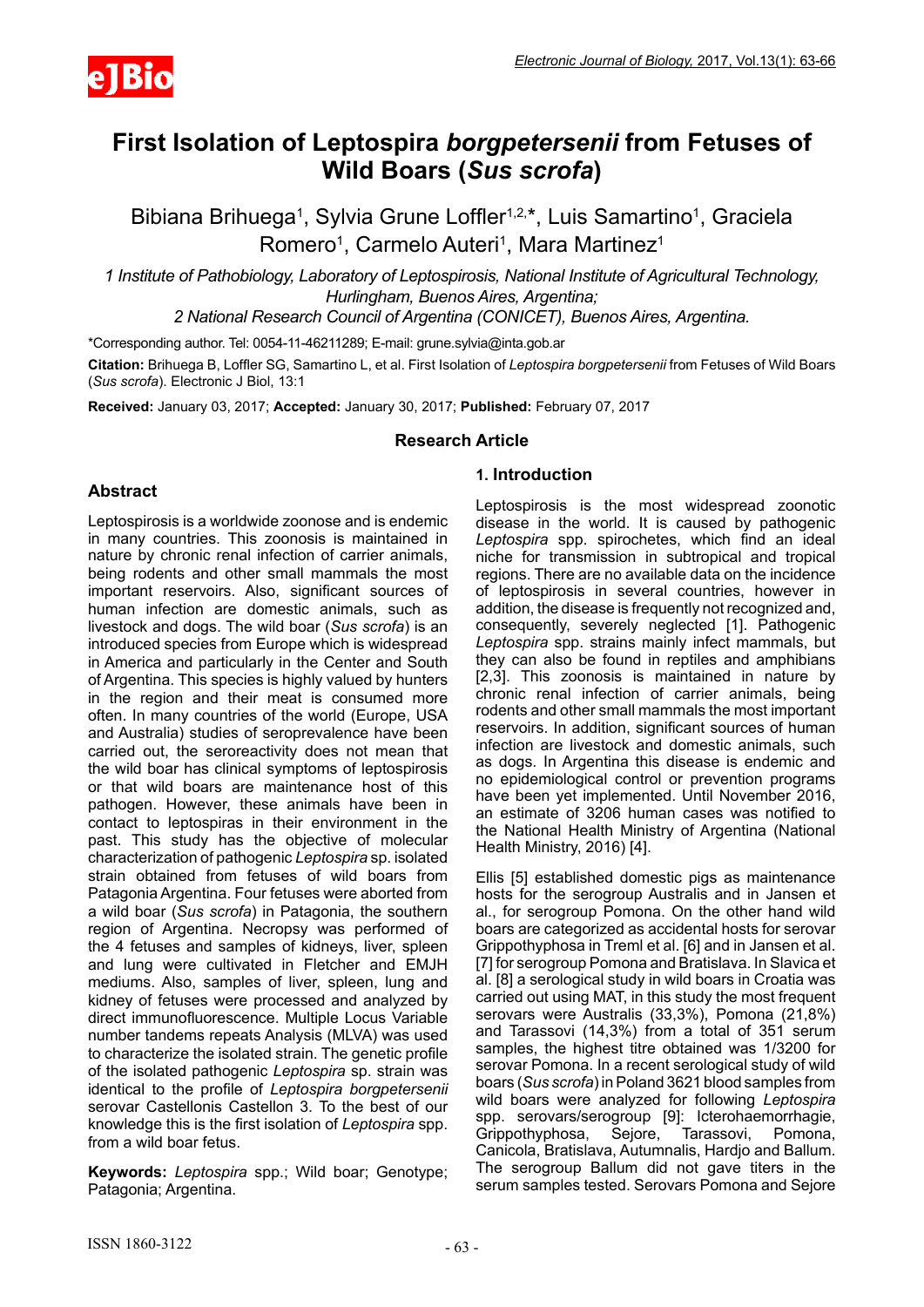# First Isolation of Leptospira *borgpetersenii* from Fetuses of Wild Boars (*Sus scrofa*)

Bibiana Brihuega[1], Sylvia Grune Loffler[1,2,*], Luis Samartino[1], Graciela Romero[1], Carmelo Auteri[1], Mara Martinez[1]

*1 Institute of Pathobiology, Laboratory of Leptospirosis, National Institute of Agricultural Technology, Hurlingham, Buenos Aires, Argentina;*

*2 National Research Council of Argentina (CONICET), Buenos Aires, Argentina.*

*Corresponding author. Tel: 0054-11-46211289; E-mail: grune.sylvia@inta.gob.ar

**Citation:** Brihuega B, Loffler SG, Samartino L, et al. First Isolation of *Leptospira borgpetersenii* from Fetuses of Wild Boars (*Sus scrofa*). Electronic J Biol, 13:1

**Received:** January 03, 2017; **Accepted:** January 30, 2017; **Published:** February 07, 2017

**Research Article**

## Abstract

Leptospirosis is a worldwide zoonose and is endemic in many countries. This zoonosis is maintained in nature by chronic renal infection of carrier animals, being rodents and other small mammals the most important reservoirs. Also, significant sources of human infection are domestic animals, such as livestock and dogs. The wild boar (*Sus scrofa*) is an introduced species from Europe which is widespread in America and particularly in the Center and South of Argentina. This species is highly valued by hunters in the region and their meat is consumed more often. In many countries of the world (Europe, USA and Australia) studies of seroprevalence have been carried out, the seroreactivity does not mean that the wild boar has clinical symptoms of leptospirosis or that wild boars are maintenance host of this pathogen. However, these animals have been in contact to leptospiras in their environment in the past. This study has the objective of molecular characterization of pathogenic *Leptospira* sp. isolated strain obtained from fetuses of wild boars from Patagonia Argentina. Four fetuses were aborted from a wild boar (*Sus scrofa*) in Patagonia, the southern region of Argentina. Necropsy was performed of the 4 fetuses and samples of kidneys, liver, spleen and lung were cultivated in Fletcher and EMJH mediums. Also, samples of liver, spleen, lung and kidney of fetuses were processed and analyzed by direct immunofluorescence. Multiple Locus Variable number tandems repeats Analysis (MLVA) was used to characterize the isolated strain. The genetic profile of the isolated pathogenic *Leptospira* sp. strain was identical to the profile of *Leptospira borgpetersenii* serovar Castellonis Castellon 3. To the best of our knowledge this is the first isolation of *Leptospira* spp. from a wild boar fetus.

**Keywords:** *Leptospira* spp.; Wild boar; Genotype; Patagonia; Argentina.

## 1. Introduction

Leptospirosis is the most widespread zoonotic disease in the world. It is caused by pathogenic *Leptospira* spp. spirochetes, which find an ideal niche for transmission in subtropical and tropical regions. There are no available data on the incidence of leptospirosis in several countries, however in addition, the disease is frequently not recognized and, consequently, severely neglected [1]. Pathogenic *Leptospira* spp. strains mainly infect mammals, but they can also be found in reptiles and amphibians [2,3]. This zoonosis is maintained in nature by chronic renal infection of carrier animals, being rodents and other small mammals the most important reservoirs. In addition, significant sources of human infection are livestock and domestic animals, such as dogs. In Argentina this disease is endemic and no epidemiological control or prevention programs have been yet implemented. Until November 2016, an estimate of 3206 human cases was notified to the National Health Ministry of Argentina (National Health Ministry, 2016) [4].

Ellis [5] established domestic pigs as maintenance hosts for the serogroup Australis and in Jansen et al., for serogroup Pomona. On the other hand wild boars are categorized as accidental hosts for serovar Grippothyphosa in Treml et al. [6] and in Jansen et al. [7] for serogroup Pomona and Bratislava. In Slavica et al. [8] a serological study in wild boars in Croatia was carried out using MAT, in this study the most frequent serovars were Australis (33,3%), Pomona (21,8%) and Tarassovi (14,3%) from a total of 351 serum samples, the highest titre obtained was 1/3200 for serovar Pomona. In a recent serological study of wild boars (*Sus scrofa*) in Poland 3621 blood samples from wild boars were analyzed for following *Leptospira* spp. serovars/serogroup [9]: Icterohaemorrhagie, Grippothyphosa, Sejore, Tarassovi, Pomona, Canicola, Bratislava, Autumnalis, Hardjo and Ballum. The serogroup Ballum did not gave titers in the serum samples tested. Serovars Pomona and Sejore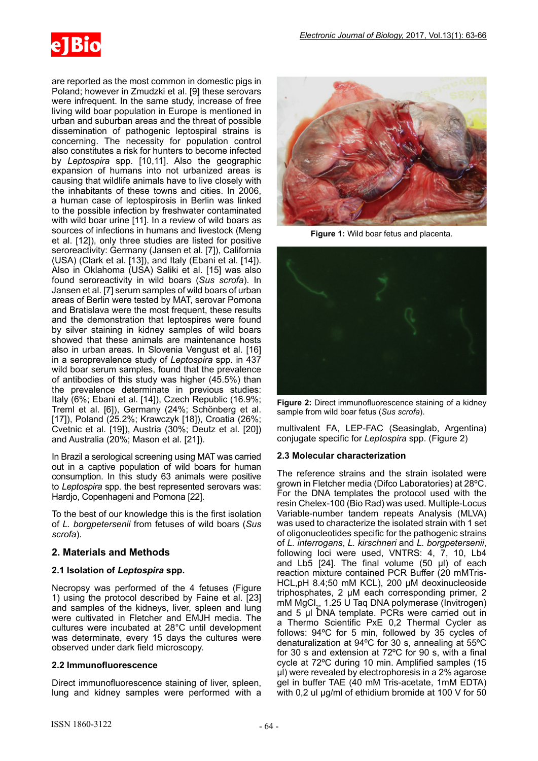are reported as the most common in domestic pigs in Poland; however in Zmudzki et al. [9] these serovars were infrequent. In the same study, increase of free living wild boar population in Europe is mentioned in urban and suburban areas and the threat of possible dissemination of pathogenic leptospiral strains is concerning. The necessity for population control also constitutes a risk for hunters to become infected by *Leptospira* spp. [10,11]. Also the geographic expansion of humans into not urbanized areas is causing that wildlife animals have to live closely with the inhabitants of these towns and cities. In 2006, a human case of leptospirosis in Berlin was linked to the possible infection by freshwater contaminated with wild boar urine [11]. In a review of wild boars as sources of infections in humans and livestock (Meng et al. [12]), only three studies are listed for positive seroreactivity: Germany (Jansen et al. [7]), California (USA) (Clark et al. [13]), and Italy (Ebani et al. [14]). Also in Oklahoma (USA) Saliki et al. [15] was also found seroreactivity in wild boars (*Sus scrofa*). In Jansen et al. [7] serum samples of wild boars of urban areas of Berlin were tested by MAT, serovar Pomona and Bratislava were the most frequent, these results and the demonstration that leptospires were found by silver staining in kidney samples of wild boars showed that these animals are maintenance hosts also in urban areas. In Slovenia Vengust et al. [16] in a seroprevalence study of *Leptospira* spp. in 437 wild boar serum samples, found that the prevalence of antibodies of this study was higher (45.5%) than the prevalence determinate in previous studies: Italy (6%; Ebani et al. [14]), Czech Republic (16.9%; Treml et al. [6]), Germany (24%; Schönberg et al. [17]), Poland (25.2%; Krawczyk [18]), Croatia (26%; Cvetnic et al. [19]), Austria (30%; Deutz et al. [20]) and Australia (20%; Mason et al. [21]).

In Brazil a serological screening using MAT was carried out in a captive population of wild boars for human consumption. In this study 63 animals were positive to *Leptospira* spp. the best represented serovars was: Hardjo, Copenhageni and Pomona [22].

To the best of our knowledge this is the first isolation of *L. borgpetersenii* from fetuses of wild boars (*Sus scrofa*).

## 2. Materials and Methods

### 2.1 Isolation of *Leptospira* spp.

Necropsy was performed of the 4 fetuses (Figure 1) using the protocol described by Faine et al. [23] and samples of the kidneys, liver, spleen and lung were cultivated in Fletcher and EMJH media. The cultures were incubated at 28°C until development was determinate, every 15 days the cultures were observed under dark field microscopy.

### 2.2 Immunofluorescence

Direct immunofluorescence staining of liver, spleen, lung and kidney samples were performed with a multivalent FA, LEP-FAC (Seasinglab, Argentina) conjugate specific for *Leptospira* spp. (Figure 2)

**Figure 1:** Wild boar fetus and placenta.

**Figure 2:** Direct immunofluorescence staining of a kidney sample from wild boar fetus (*Sus scrofa*).

### 2.3 Molecular characterization

The reference strains and the strain isolated were grown in Fletcher media (Difco Laboratories) at 28ºC. For the DNA templates the protocol used with the resin Chelex-100 (Bio Rad) was used. Multiple-Locus Variable-number tandem repeats Analysis (MLVA) was used to characterize the isolated strain with 1 set of oligonucleotides specific for the pathogenic strains of *L. interrogans*, *L. kirschneri* and *L. borgpetersenii*, following loci were used, VNTRS: 4, 7, 10, Lb4 and Lb5 [24]. The final volume (50 µl) of each reaction mixture contained PCR Buffer (20 mMTris-HCL,pH 8.4;50 mM KCL), 200 µM deoxinucleoside triphosphates, 2 µM each corresponding primer, 2 mM $MgCl_2$, 1.25 U Taq DNA polymerase (Invitrogen) and 5 µl DNA template. PCRs were carried out in a Thermo Scientific PxE 0,2 Thermal Cycler as follows: 94ºC for 5 min, followed by 35 cycles of denaturalization at 94ºC for 30 s, annealing at 55ºC for 30 s and extension at 72ºC for 90 s, with a final cycle at 72ºC during 10 min. Amplified samples (15 µl) were revealed by electrophoresis in a 2% agarose gel in buffer TAE (40 mM Tris-acetate, 1mM EDTA) with 0,2 ul µg/ml of ethidium bromide at 100 V for 50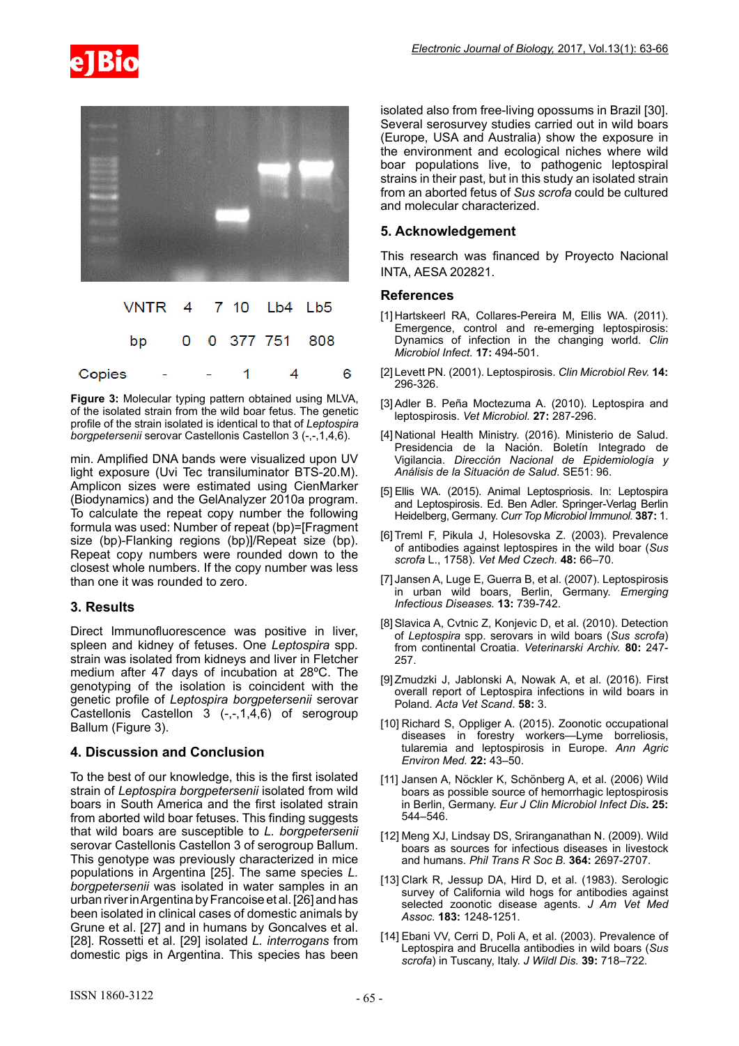| VNTR | 4 | 7 | 10 | Lb4 | Lb5 |
|---|---|---|---|---|---|
| bp | 0 | 0 | 377 | 751 | 808 |
| Copies | - | - | 1 | 4 | 6 |

**Figure 3:** Molecular typing pattern obtained using MLVA, of the isolated strain from the wild boar fetus. The genetic profile of the strain isolated is identical to that of *Leptospira borgpetersenii* serovar Castellonis Castellon 3 (-,-,1,4,6).

min. Amplified DNA bands were visualized upon UV light exposure (Uvi Tec transiluminator BTS-20.M). Amplicon sizes were estimated using CienMarker (Biodynamics) and the GelAnalyzer 2010a program. To calculate the repeat copy number the following formula was used: Number of repeat (bp)=[Fragment size (bp)-Flanking regions (bp)]/Repeat size (bp). Repeat copy numbers were rounded down to the closest whole numbers. If the copy number was less than one it was rounded to zero.

## 3. Results

Direct Immunofluorescence was positive in liver, spleen and kidney of fetuses. One *Leptospira* spp. strain was isolated from kidneys and liver in Fletcher medium after 47 days of incubation at 28ºC. The genotyping of the isolation is coincident with the genetic profile of *Leptospira borgpetersenii* serovar Castellonis Castellon 3 (-,-,1,4,6) of serogroup Ballum (Figure 3).

## 4. Discussion and Conclusion

To the best of our knowledge, this is the first isolated strain of *Leptospira borgpetersenii* isolated from wild boars in South America and the first isolated strain from aborted wild boar fetuses. This finding suggests that wild boars are susceptible to *L. borgpetersenii* serovar Castellonis Castellon 3 of serogroup Ballum. This genotype was previously characterized in mice populations in Argentina [25]. The same species *L. borgpetersenii* was isolated in water samples in an urban river in Argentina by Francoise et al. [26] and has been isolated in clinical cases of domestic animals by Grune et al. [27] and in humans by Goncalves et al. [28]. Rossetti et al. [29] isolated *L. interrogans* from domestic pigs in Argentina. This species has been isolated also from free-living opossums in Brazil [30]. Several serosurvey studies carried out in wild boars (Europe, USA and Australia) show the exposure in the environment and ecological niches where wild boar populations live, to pathogenic leptospiral strains in their past, but in this study an isolated strain from an aborted fetus of *Sus scrofa* could be cultured and molecular characterized.

## 5. Acknowledgement

This research was financed by Proyecto Nacional INTA, AESA 202821.

## References

[1] Hartskeerl RA, Collares-Pereira M, Ellis WA. (2011). Emergence, control and re-emerging leptospirosis: Dynamics of infection in the changing world. *Clin Microbiol Infect.* **17:** 494-501.

[2] Levett PN. (2001). Leptospirosis. *Clin Microbiol Rev.* **14:** 296-326.

[3] Adler B. Peña Moctezuma A. (2010). Leptospira and leptospirosis. *Vet Microbiol.* **27:** 287-296.

[4] National Health Ministry. (2016). Ministerio de Salud. Presidencia de la Nación. Boletín Integrado de Vigilancia. *Dirección Nacional de Epidemiología y Análisis de la Situación de Salud.* SE51: 96.

[5] Ellis WA. (2015). Animal Leptospriosis. In: Leptospira and Leptospirosis. Ed. Ben Adler. Springer-Verlag Berlin Heidelberg, Germany. *Curr Top Microbiol Immunol.* **387:** 1.

[6] Treml F, Pikula J, Holesovska Z. (2003). Prevalence of antibodies against leptospires in the wild boar (*Sus scrofa* L., 1758). *Vet Med Czech.* **48:** 66–70.

[7] Jansen A, Luge E, Guerra B, et al. (2007). Leptospirosis in urban wild boars, Berlin, Germany. *Emerging Infectious Diseases.* **13:** 739-742.

[8] Slavica A, Cvtnic Z, Konjevic D, et al. (2010). Detection of *Leptospira* spp. serovars in wild boars (*Sus scrofa*) from continental Croatia. *Veterinarski Archiv.* **80:** 247-257.

[9] Zmudzki J, Jablonski A, Nowak A, et al. (2016). First overall report of Leptospira infections in wild boars in Poland. *Acta Vet Scand.* **58:** 3.

[10] Richard S, Oppliger A. (2015). Zoonotic occupational diseases in forestry workers—Lyme borreliosis, tularemia and leptospirosis in Europe. *Ann Agric Environ Med.* **22:** 43–50.

[11] Jansen A, Nöckler K, Schönberg A, et al. (2006) Wild boars as possible source of hemorrhagic leptospirosis in Berlin, Germany. *Eur J Clin Microbiol Infect Dis.* **25:** 544–546.

[12] Meng XJ, Lindsay DS, Sriranganathan N. (2009). Wild boars as sources for infectious diseases in livestock and humans. *Phil Trans R Soc B.* **364:** 2697-2707.

[13] Clark R, Jessup DA, Hird D, et al. (1983). Serologic survey of California wild hogs for antibodies against selected zoonotic disease agents. *J Am Vet Med Assoc.* **183:** 1248-1251.

[14] Ebani VV, Cerri D, Poli A, et al. (2003). Prevalence of Leptospira and Brucella antibodies in wild boars (*Sus scrofa*) in Tuscany, Italy. *J Wildl Dis.* **39:** 718–722.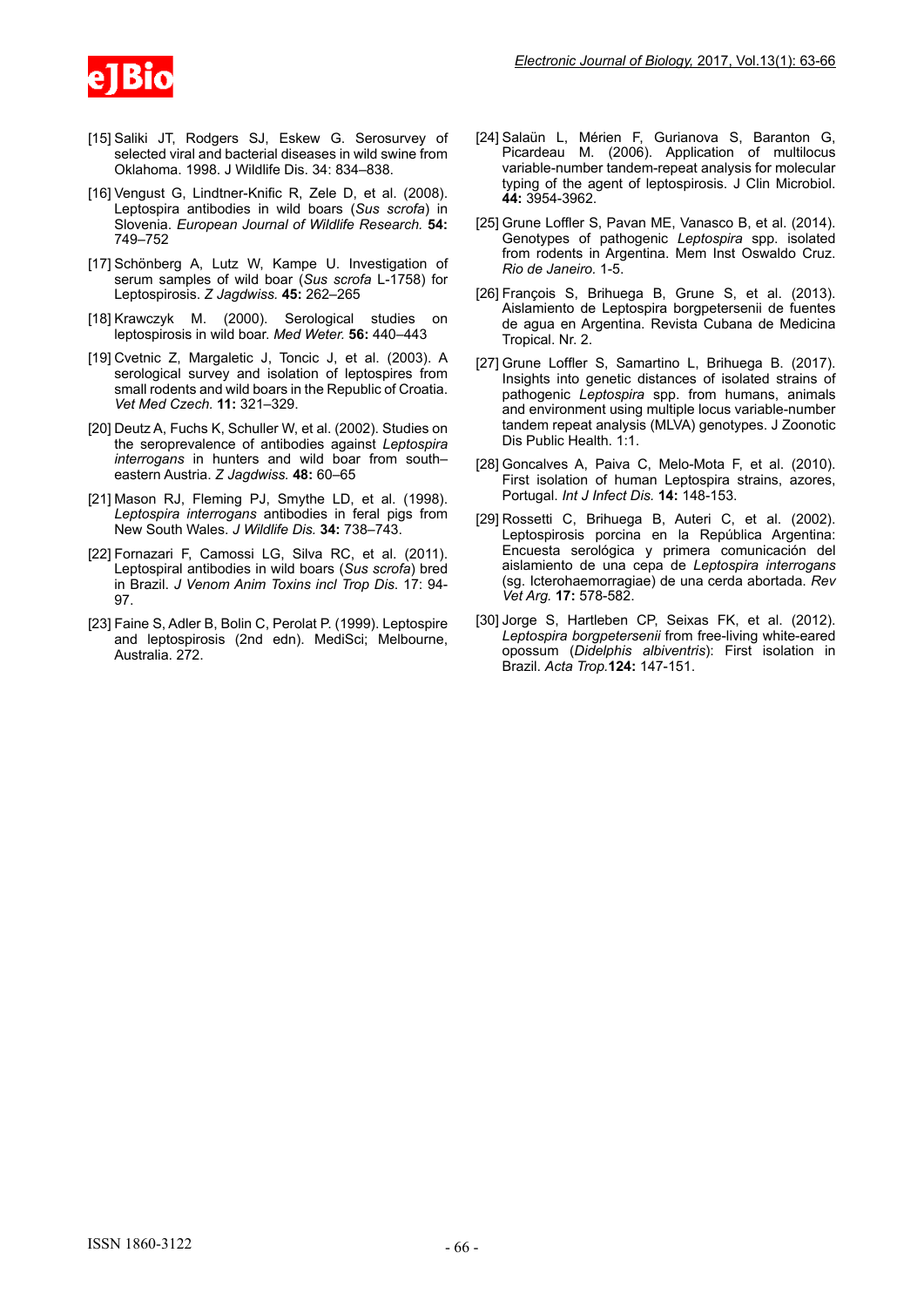[15] Saliki JT, Rodgers SJ, Eskew G. Serosurvey of selected viral and bacterial diseases in wild swine from Oklahoma. 1998. J Wildlife Dis. 34: 834–838.

[16] Vengust G, Lindtner-Knific R, Zele D, et al. (2008). Leptospira antibodies in wild boars (*Sus scrofa*) in Slovenia. *European Journal of Wildlife Research.* **54:** 749–752

[17] Schönberg A, Lutz W, Kampe U. Investigation of serum samples of wild boar (*Sus scrofa* L-1758) for Leptospirosis. *Z Jagdwiss.* **45:** 262–265

[18] Krawczyk M. (2000). Serological studies on leptospirosis in wild boar. *Med Weter.* **56:** 440–443

[19] Cvetnic Z, Margaletic J, Toncic J, et al. (2003). A serological survey and isolation of leptospires from small rodents and wild boars in the Republic of Croatia. *Vet Med Czech.* **11:** 321–329.

[20] Deutz A, Fuchs K, Schuller W, et al. (2002). Studies on the seroprevalence of antibodies against *Leptospira interrogans* in hunters and wild boar from south–eastern Austria. *Z Jagdwiss.* **48:** 60–65

[21] Mason RJ, Fleming PJ, Smythe LD, et al. (1998). *Leptospira interrogans* antibodies in feral pigs from New South Wales. *J Wildlife Dis.* **34:** 738–743.

[22] Fornazari F, Camossi LG, Silva RC, et al. (2011). Leptospiral antibodies in wild boars (*Sus scrofa*) bred in Brazil. *J Venom Anim Toxins incl Trop Dis*. 17: 94-97.

[23] Faine S, Adler B, Bolin C, Perolat P. (1999). Leptospire and leptospirosis (2nd edn). MediSci; Melbourne, Australia. 272.

[24] Salaün L, Mérien F, Gurianova S, Baranton G, Picardeau M. (2006). Application of multilocus variable-number tandem-repeat analysis for molecular typing of the agent of leptospirosis. J Clin Microbiol. **44:** 3954-3962.

[25] Grune Loffler S, Pavan ME, Vanasco B, et al. (2014). Genotypes of pathogenic *Leptospira* spp. isolated from rodents in Argentina. Mem Inst Oswaldo Cruz. *Rio de Janeiro.* 1-5.

[26] François S, Brihuega B, Grune S, et al. (2013). Aislamiento de Leptospira borgpetersenii de fuentes de agua en Argentina. Revista Cubana de Medicina Tropical. Nr. 2.

[27] Grune Loffler S, Samartino L, Brihuega B. (2017). Insights into genetic distances of isolated strains of pathogenic *Leptospira* spp. from humans, animals and environment using multiple locus variable-number tandem repeat analysis (MLVA) genotypes. J Zoonotic Dis Public Health. 1:1.

[28] Goncalves A, Paiva C, Melo-Mota F, et al. (2010). First isolation of human Leptospira strains, azores, Portugal. *Int J Infect Dis.* **14:** 148-153.

[29] Rossetti C, Brihuega B, Auteri C, et al. (2002). Leptospirosis porcina en la República Argentina: Encuesta serológica y primera comunicación del aislamiento de una cepa de *Leptospira interrogans* (sg. Icterohaemorragiae) de una cerda abortada. *Rev Vet Arg.* **17:** 578-582.

[30] Jorge S, Hartleben CP, Seixas FK, et al. (2012). *Leptospira borgpetersenii* from free-living white-eared opossum (*Didelphis albiventris*): First isolation in Brazil. *Acta Trop.***124:** 147-151.